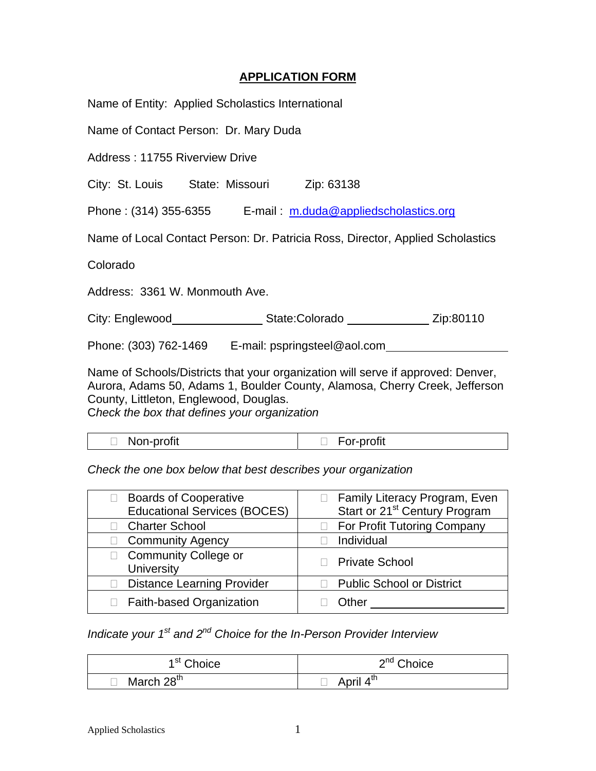# APPLICATION FORM

Name of Entity: Applied Scholastics International

Name of Contact Person: Dr. Mary Duda

Address : 11755 Riverview Drive

City: St. Louis State: Missouri Zip: 63138

Phone : (314) 355-6355 E-mail : m.duda@appliedscholastics.org

Name of Local Contact Person: Dr. Patricia Ross, Director, Applied Scholastics Colorado

Address: 3361 W. Monmouth Ave.

City: Englewood State:Colorado Zip:80110

Phone: (303) 762-1469 E-mail: pspringsteel@aol.com

Name of Schools/Districts that your organization will serve if approved: Denver, Aurora, Adams 50, Adams 1, Boulder County, Alamosa, Cherry Creek, Jefferson County, Littleton, Englewood, Douglas.

*Check the box that defines your organization*

| ☐ Non-profit | ☐ For-profit |
|---|---|

*Check the one box below that best describes your organization*

| | |
|---|---|
| ☐ Boards of Cooperative Educational Services (BOCES) | ☐ Family Literacy Program, Even Start or 21st Century Program |
| ☐ Charter School | ☐ For Profit Tutoring Company |
| ☐ Community Agency | ☐ Individual |
| ☐ Community College or University | ☐ Private School |
| ☐ Distance Learning Provider | ☐ Public School or District |
| ☐ Faith-based Organization | ☐ Other ____________ |

*Indicate your 1st and 2nd Choice for the In-Person Provider Interview*

| 1st Choice | 2nd Choice |
|---|---|
| ☐ March 28th | ☐ April 4th |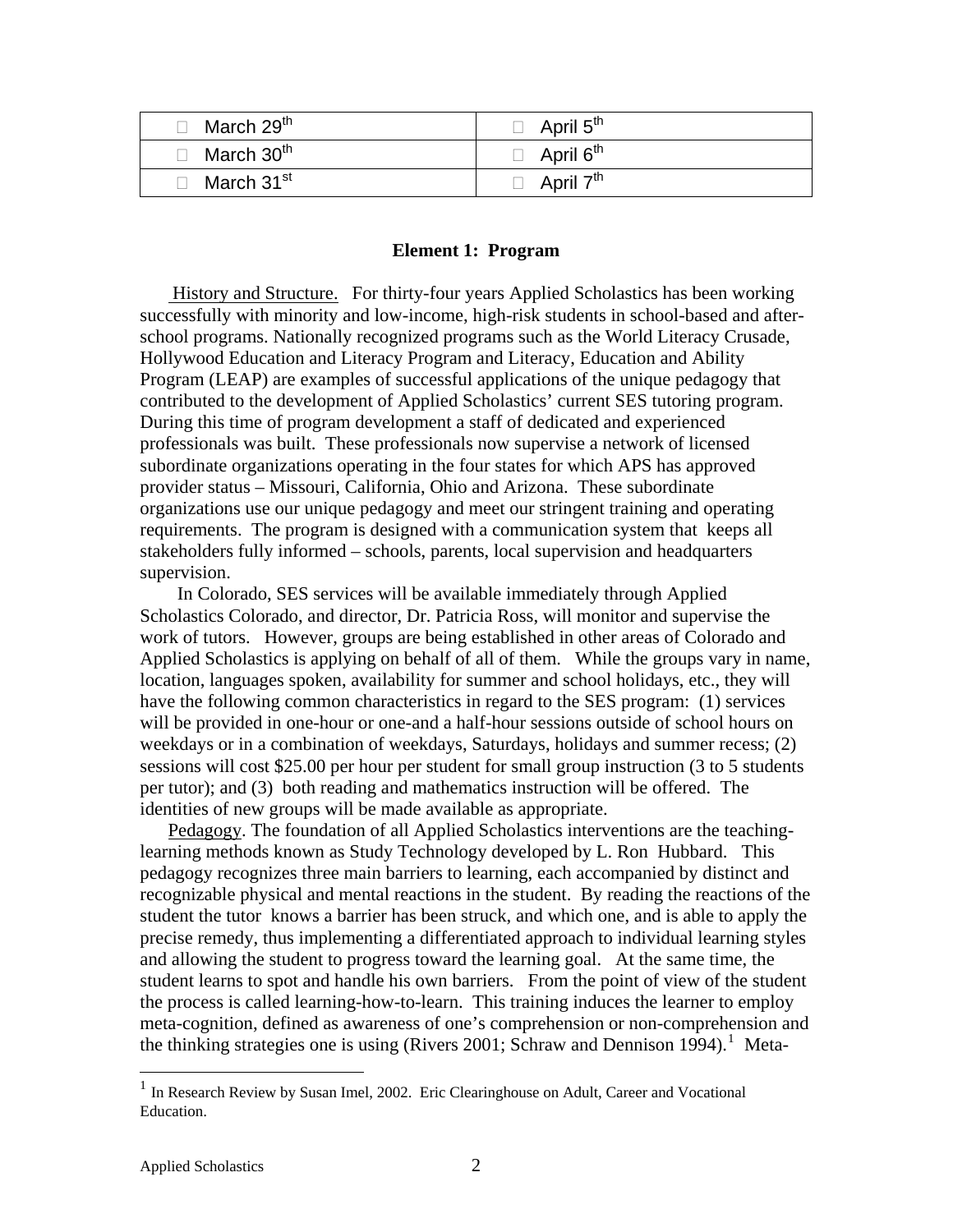| | |
|---|---|
| □ March 29th | □ April 5th |
| □ March 30th | □ April 6th |
| □ March 31st | □ April 7th |

## Element 1: Program

History and Structure. For thirty-four years Applied Scholastics has been working successfully with minority and low-income, high-risk students in school-based and after-school programs. Nationally recognized programs such as the World Literacy Crusade, Hollywood Education and Literacy Program and Literacy, Education and Ability Program (LEAP) are examples of successful applications of the unique pedagogy that contributed to the development of Applied Scholastics' current SES tutoring program. During this time of program development a staff of dedicated and experienced professionals was built. These professionals now supervise a network of licensed subordinate organizations operating in the four states for which APS has approved provider status – Missouri, California, Ohio and Arizona. These subordinate organizations use our unique pedagogy and meet our stringent training and operating requirements. The program is designed with a communication system that keeps all stakeholders fully informed – schools, parents, local supervision and headquarters supervision.

In Colorado, SES services will be available immediately through Applied Scholastics Colorado, and director, Dr. Patricia Ross, will monitor and supervise the work of tutors. However, groups are being established in other areas of Colorado and Applied Scholastics is applying on behalf of all of them. While the groups vary in name, location, languages spoken, availability for summer and school holidays, etc., they will have the following common characteristics in regard to the SES program: (1) services will be provided in one-hour or one-and a half-hour sessions outside of school hours on weekdays or in a combination of weekdays, Saturdays, holidays and summer recess; (2) sessions will cost $25.00 per hour per student for small group instruction (3 to 5 students per tutor); and (3) both reading and mathematics instruction will be offered. The identities of new groups will be made available as appropriate.

Pedagogy. The foundation of all Applied Scholastics interventions are the teaching-learning methods known as Study Technology developed by L. Ron Hubbard. This pedagogy recognizes three main barriers to learning, each accompanied by distinct and recognizable physical and mental reactions in the student. By reading the reactions of the student the tutor knows a barrier has been struck, and which one, and is able to apply the precise remedy, thus implementing a differentiated approach to individual learning styles and allowing the student to progress toward the learning goal. At the same time, the student learns to spot and handle his own barriers. From the point of view of the student the process is called learning-how-to-learn. This training induces the learner to employ meta-cognition, defined as awareness of one's comprehension or non-comprehension and the thinking strategies one is using (Rivers 2001; Schraw and Dennison 1994).[1] Meta-

[1] In Research Review by Susan Imel, 2002. Eric Clearinghouse on Adult, Career and Vocational Education.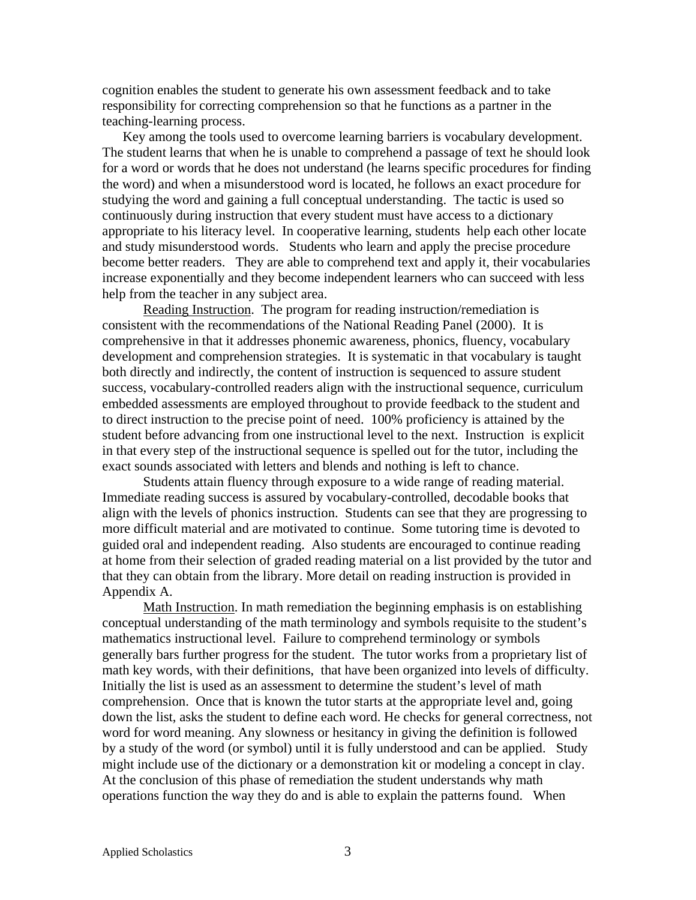cognition enables the student to generate his own assessment feedback and to take responsibility for correcting comprehension so that he functions as a partner in the teaching-learning process.

Key among the tools used to overcome learning barriers is vocabulary development. The student learns that when he is unable to comprehend a passage of text he should look for a word or words that he does not understand (he learns specific procedures for finding the word) and when a misunderstood word is located, he follows an exact procedure for studying the word and gaining a full conceptual understanding. The tactic is used so continuously during instruction that every student must have access to a dictionary appropriate to his literacy level. In cooperative learning, students help each other locate and study misunderstood words. Students who learn and apply the precise procedure become better readers. They are able to comprehend text and apply it, their vocabularies increase exponentially and they become independent learners who can succeed with less help from the teacher in any subject area.

Reading Instruction. The program for reading instruction/remediation is consistent with the recommendations of the National Reading Panel (2000). It is comprehensive in that it addresses phonemic awareness, phonics, fluency, vocabulary development and comprehension strategies. It is systematic in that vocabulary is taught both directly and indirectly, the content of instruction is sequenced to assure student success, vocabulary-controlled readers align with the instructional sequence, curriculum embedded assessments are employed throughout to provide feedback to the student and to direct instruction to the precise point of need. 100% proficiency is attained by the student before advancing from one instructional level to the next. Instruction is explicit in that every step of the instructional sequence is spelled out for the tutor, including the exact sounds associated with letters and blends and nothing is left to chance.

Students attain fluency through exposure to a wide range of reading material. Immediate reading success is assured by vocabulary-controlled, decodable books that align with the levels of phonics instruction. Students can see that they are progressing to more difficult material and are motivated to continue. Some tutoring time is devoted to guided oral and independent reading. Also students are encouraged to continue reading at home from their selection of graded reading material on a list provided by the tutor and that they can obtain from the library. More detail on reading instruction is provided in Appendix A.

Math Instruction. In math remediation the beginning emphasis is on establishing conceptual understanding of the math terminology and symbols requisite to the student's mathematics instructional level. Failure to comprehend terminology or symbols generally bars further progress for the student. The tutor works from a proprietary list of math key words, with their definitions, that have been organized into levels of difficulty. Initially the list is used as an assessment to determine the student's level of math comprehension. Once that is known the tutor starts at the appropriate level and, going down the list, asks the student to define each word. He checks for general correctness, not word for word meaning. Any slowness or hesitancy in giving the definition is followed by a study of the word (or symbol) until it is fully understood and can be applied. Study might include use of the dictionary or a demonstration kit or modeling a concept in clay. At the conclusion of this phase of remediation the student understands why math operations function the way they do and is able to explain the patterns found. When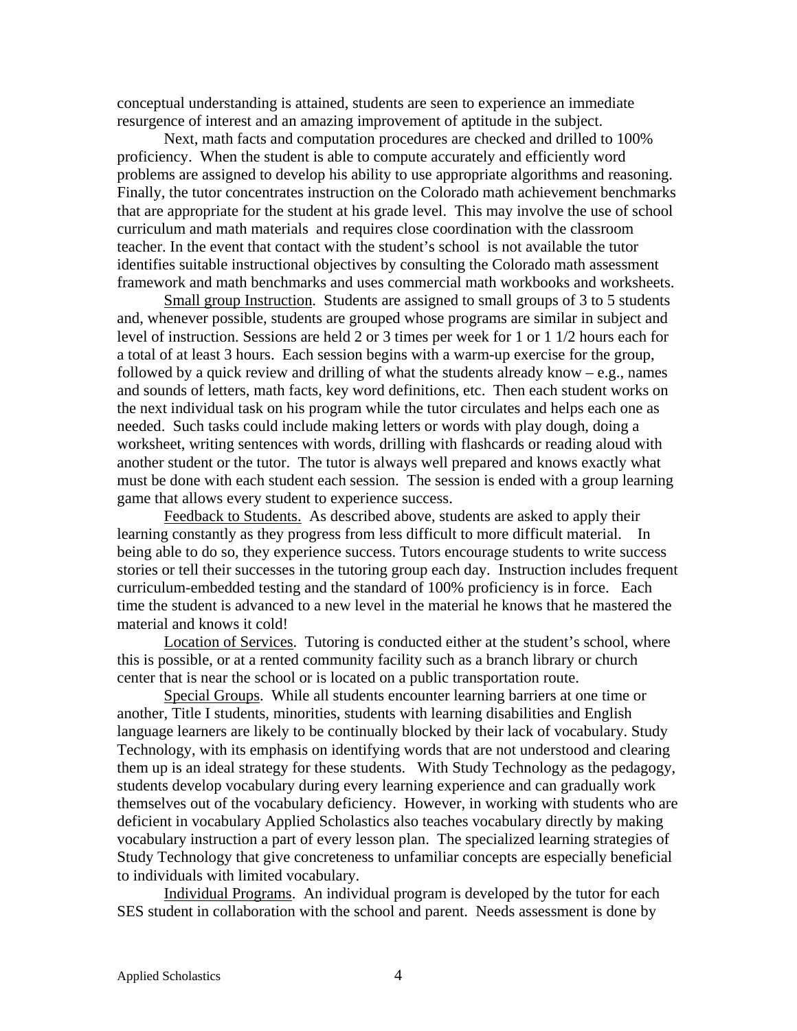conceptual understanding is attained, students are seen to experience an immediate resurgence of interest and an amazing improvement of aptitude in the subject.

Next, math facts and computation procedures are checked and drilled to 100% proficiency. When the student is able to compute accurately and efficiently word problems are assigned to develop his ability to use appropriate algorithms and reasoning. Finally, the tutor concentrates instruction on the Colorado math achievement benchmarks that are appropriate for the student at his grade level. This may involve the use of school curriculum and math materials and requires close coordination with the classroom teacher. In the event that contact with the student's school is not available the tutor identifies suitable instructional objectives by consulting the Colorado math assessment framework and math benchmarks and uses commercial math workbooks and worksheets.

<u>Small group Instruction</u>. Students are assigned to small groups of 3 to 5 students and, whenever possible, students are grouped whose programs are similar in subject and level of instruction. Sessions are held 2 or 3 times per week for 1 or 1 1/2 hours each for a total of at least 3 hours. Each session begins with a warm-up exercise for the group, followed by a quick review and drilling of what the students already know – e.g., names and sounds of letters, math facts, key word definitions, etc. Then each student works on the next individual task on his program while the tutor circulates and helps each one as needed. Such tasks could include making letters or words with play dough, doing a worksheet, writing sentences with words, drilling with flashcards or reading aloud with another student or the tutor. The tutor is always well prepared and knows exactly what must be done with each student each session. The session is ended with a group learning game that allows every student to experience success.

<u>Feedback to Students.</u> As described above, students are asked to apply their learning constantly as they progress from less difficult to more difficult material. In being able to do so, they experience success. Tutors encourage students to write success stories or tell their successes in the tutoring group each day. Instruction includes frequent curriculum-embedded testing and the standard of 100% proficiency is in force. Each time the student is advanced to a new level in the material he knows that he mastered the material and knows it cold!

<u>Location of Services</u>. Tutoring is conducted either at the student's school, where this is possible, or at a rented community facility such as a branch library or church center that is near the school or is located on a public transportation route.

<u>Special Groups</u>. While all students encounter learning barriers at one time or another, Title I students, minorities, students with learning disabilities and English language learners are likely to be continually blocked by their lack of vocabulary. Study Technology, with its emphasis on identifying words that are not understood and clearing them up is an ideal strategy for these students. With Study Technology as the pedagogy, students develop vocabulary during every learning experience and can gradually work themselves out of the vocabulary deficiency. However, in working with students who are deficient in vocabulary Applied Scholastics also teaches vocabulary directly by making vocabulary instruction a part of every lesson plan. The specialized learning strategies of Study Technology that give concreteness to unfamiliar concepts are especially beneficial to individuals with limited vocabulary.

<u>Individual Programs</u>. An individual program is developed by the tutor for each SES student in collaboration with the school and parent. Needs assessment is done by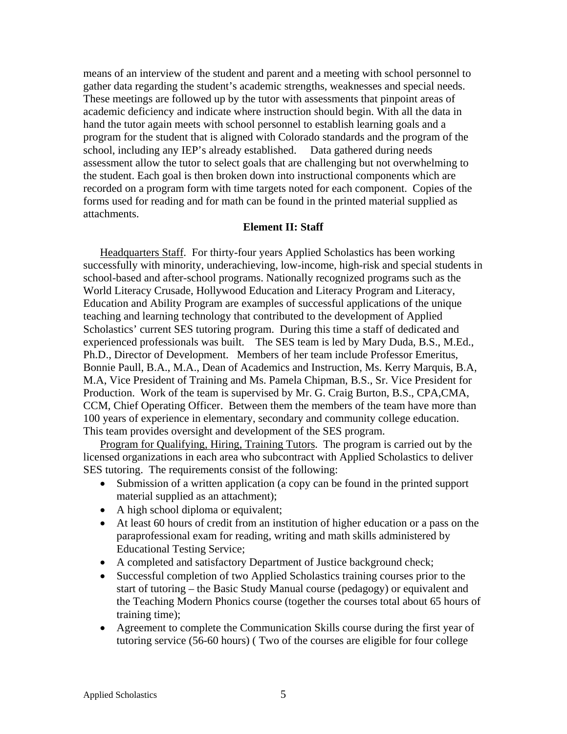means of an interview of the student and parent and a meeting with school personnel to gather data regarding the student's academic strengths, weaknesses and special needs. These meetings are followed up by the tutor with assessments that pinpoint areas of academic deficiency and indicate where instruction should begin. With all the data in hand the tutor again meets with school personnel to establish learning goals and a program for the student that is aligned with Colorado standards and the program of the school, including any IEP's already established. Data gathered during needs assessment allow the tutor to select goals that are challenging but not overwhelming to the student. Each goal is then broken down into instructional components which are recorded on a program form with time targets noted for each component. Copies of the forms used for reading and for math can be found in the printed material supplied as attachments.

## Element II: Staff

Headquarters Staff. For thirty-four years Applied Scholastics has been working successfully with minority, underachieving, low-income, high-risk and special students in school-based and after-school programs. Nationally recognized programs such as the World Literacy Crusade, Hollywood Education and Literacy Program and Literacy, Education and Ability Program are examples of successful applications of the unique teaching and learning technology that contributed to the development of Applied Scholastics' current SES tutoring program. During this time a staff of dedicated and experienced professionals was built. The SES team is led by Mary Duda, B.S., M.Ed., Ph.D., Director of Development. Members of her team include Professor Emeritus, Bonnie Paull, B.A., M.A., Dean of Academics and Instruction, Ms. Kerry Marquis, B.A, M.A, Vice President of Training and Ms. Pamela Chipman, B.S., Sr. Vice President for Production. Work of the team is supervised by Mr. G. Craig Burton, B.S., CPA,CMA, CCM, Chief Operating Officer. Between them the members of the team have more than 100 years of experience in elementary, secondary and community college education. This team provides oversight and development of the SES program.

Program for Qualifying, Hiring, Training Tutors. The program is carried out by the licensed organizations in each area who subcontract with Applied Scholastics to deliver SES tutoring. The requirements consist of the following:

- Submission of a written application (a copy can be found in the printed support material supplied as an attachment);
- A high school diploma or equivalent;
- At least 60 hours of credit from an institution of higher education or a pass on the paraprofessional exam for reading, writing and math skills administered by Educational Testing Service;
- A completed and satisfactory Department of Justice background check;
- Successful completion of two Applied Scholastics training courses prior to the start of tutoring – the Basic Study Manual course (pedagogy) or equivalent and the Teaching Modern Phonics course (together the courses total about 65 hours of training time);
- Agreement to complete the Communication Skills course during the first year of tutoring service (56-60 hours) ( Two of the courses are eligible for four college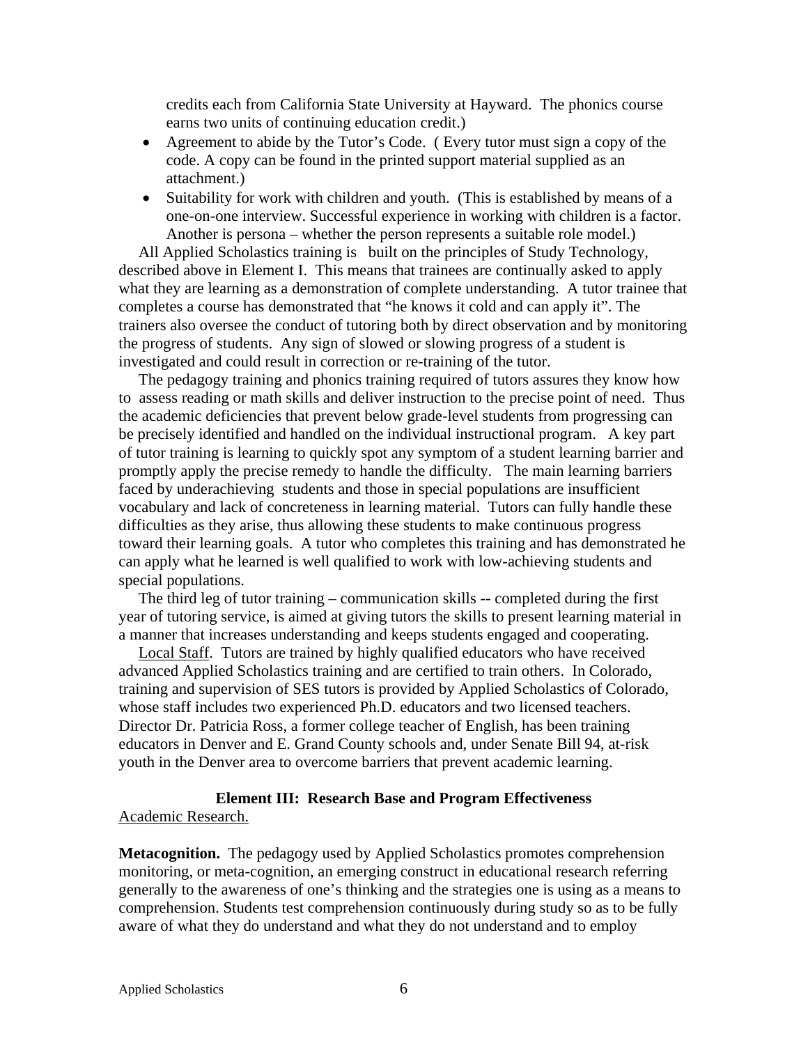credits each from California State University at Hayward. The phonics course earns two units of continuing education credit.)

- Agreement to abide by the Tutor's Code. ( Every tutor must sign a copy of the code. A copy can be found in the printed support material supplied as an attachment.)
- Suitability for work with children and youth. (This is established by means of a one-on-one interview. Successful experience in working with children is a factor. Another is persona – whether the person represents a suitable role model.)

All Applied Scholastics training is built on the principles of Study Technology, described above in Element I. This means that trainees are continually asked to apply what they are learning as a demonstration of complete understanding. A tutor trainee that completes a course has demonstrated that "he knows it cold and can apply it". The trainers also oversee the conduct of tutoring both by direct observation and by monitoring the progress of students. Any sign of slowed or slowing progress of a student is investigated and could result in correction or re-training of the tutor.

The pedagogy training and phonics training required of tutors assures they know how to assess reading or math skills and deliver instruction to the precise point of need. Thus the academic deficiencies that prevent below grade-level students from progressing can be precisely identified and handled on the individual instructional program. A key part of tutor training is learning to quickly spot any symptom of a student learning barrier and promptly apply the precise remedy to handle the difficulty. The main learning barriers faced by underachieving students and those in special populations are insufficient vocabulary and lack of concreteness in learning material. Tutors can fully handle these difficulties as they arise, thus allowing these students to make continuous progress toward their learning goals. A tutor who completes this training and has demonstrated he can apply what he learned is well qualified to work with low-achieving students and special populations.

The third leg of tutor training – communication skills -- completed during the first year of tutoring service, is aimed at giving tutors the skills to present learning material in a manner that increases understanding and keeps students engaged and cooperating.

Local Staff. Tutors are trained by highly qualified educators who have received advanced Applied Scholastics training and are certified to train others. In Colorado, training and supervision of SES tutors is provided by Applied Scholastics of Colorado, whose staff includes two experienced Ph.D. educators and two licensed teachers. Director Dr. Patricia Ross, a former college teacher of English, has been training educators in Denver and E. Grand County schools and, under Senate Bill 94, at-risk youth in the Denver area to overcome barriers that prevent academic learning.

## Element III: Research Base and Program Effectiveness

Academic Research.

**Metacognition.** The pedagogy used by Applied Scholastics promotes comprehension monitoring, or meta-cognition, an emerging construct in educational research referring generally to the awareness of one's thinking and the strategies one is using as a means to comprehension. Students test comprehension continuously during study so as to be fully aware of what they do understand and what they do not understand and to employ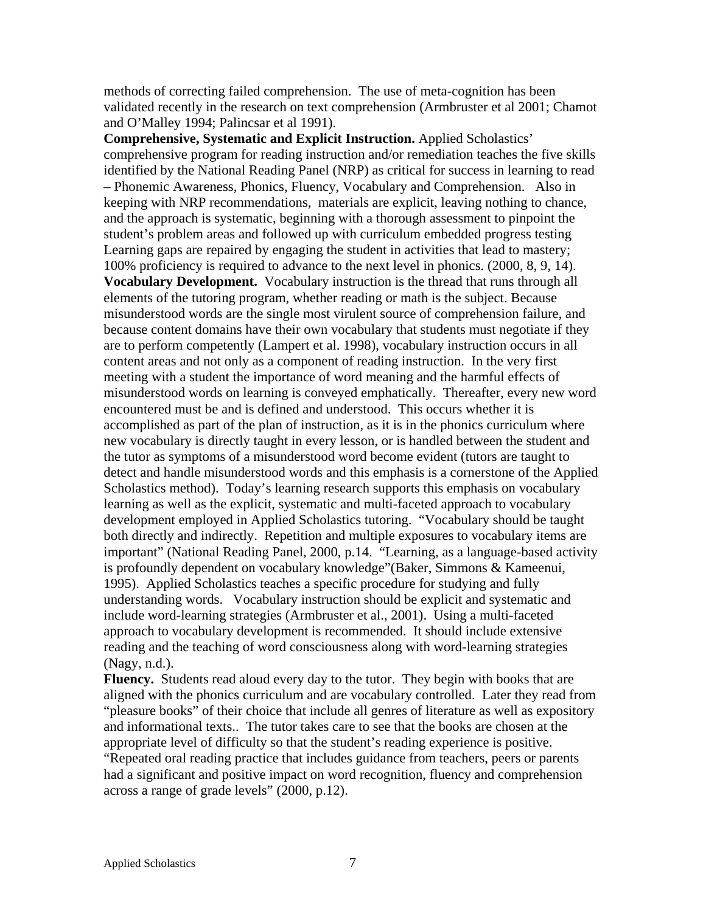methods of correcting failed comprehension. The use of meta-cognition has been validated recently in the research on text comprehension (Armbruster et al 2001; Chamot and O'Malley 1994; Palincsar et al 1991).

**Comprehensive, Systematic and Explicit Instruction.** Applied Scholastics' comprehensive program for reading instruction and/or remediation teaches the five skills identified by the National Reading Panel (NRP) as critical for success in learning to read – Phonemic Awareness, Phonics, Fluency, Vocabulary and Comprehension. Also in keeping with NRP recommendations, materials are explicit, leaving nothing to chance, and the approach is systematic, beginning with a thorough assessment to pinpoint the student's problem areas and followed up with curriculum embedded progress testing Learning gaps are repaired by engaging the student in activities that lead to mastery; 100% proficiency is required to advance to the next level in phonics. (2000, 8, 9, 14).

**Vocabulary Development.** Vocabulary instruction is the thread that runs through all elements of the tutoring program, whether reading or math is the subject. Because misunderstood words are the single most virulent source of comprehension failure, and because content domains have their own vocabulary that students must negotiate if they are to perform competently (Lampert et al. 1998), vocabulary instruction occurs in all content areas and not only as a component of reading instruction. In the very first meeting with a student the importance of word meaning and the harmful effects of misunderstood words on learning is conveyed emphatically. Thereafter, every new word encountered must be and is defined and understood. This occurs whether it is accomplished as part of the plan of instruction, as it is in the phonics curriculum where new vocabulary is directly taught in every lesson, or is handled between the student and the tutor as symptoms of a misunderstood word become evident (tutors are taught to detect and handle misunderstood words and this emphasis is a cornerstone of the Applied Scholastics method). Today's learning research supports this emphasis on vocabulary learning as well as the explicit, systematic and multi-faceted approach to vocabulary development employed in Applied Scholastics tutoring. "Vocabulary should be taught both directly and indirectly. Repetition and multiple exposures to vocabulary items are important" (National Reading Panel, 2000, p.14. "Learning, as a language-based activity is profoundly dependent on vocabulary knowledge"(Baker, Simmons & Kameenui, 1995). Applied Scholastics teaches a specific procedure for studying and fully understanding words. Vocabulary instruction should be explicit and systematic and include word-learning strategies (Armbruster et al., 2001). Using a multi-faceted approach to vocabulary development is recommended. It should include extensive reading and the teaching of word consciousness along with word-learning strategies (Nagy, n.d.).

**Fluency.** Students read aloud every day to the tutor. They begin with books that are aligned with the phonics curriculum and are vocabulary controlled. Later they read from "pleasure books" of their choice that include all genres of literature as well as expository and informational texts.. The tutor takes care to see that the books are chosen at the appropriate level of difficulty so that the student's reading experience is positive. "Repeated oral reading practice that includes guidance from teachers, peers or parents had a significant and positive impact on word recognition, fluency and comprehension across a range of grade levels" (2000, p.12).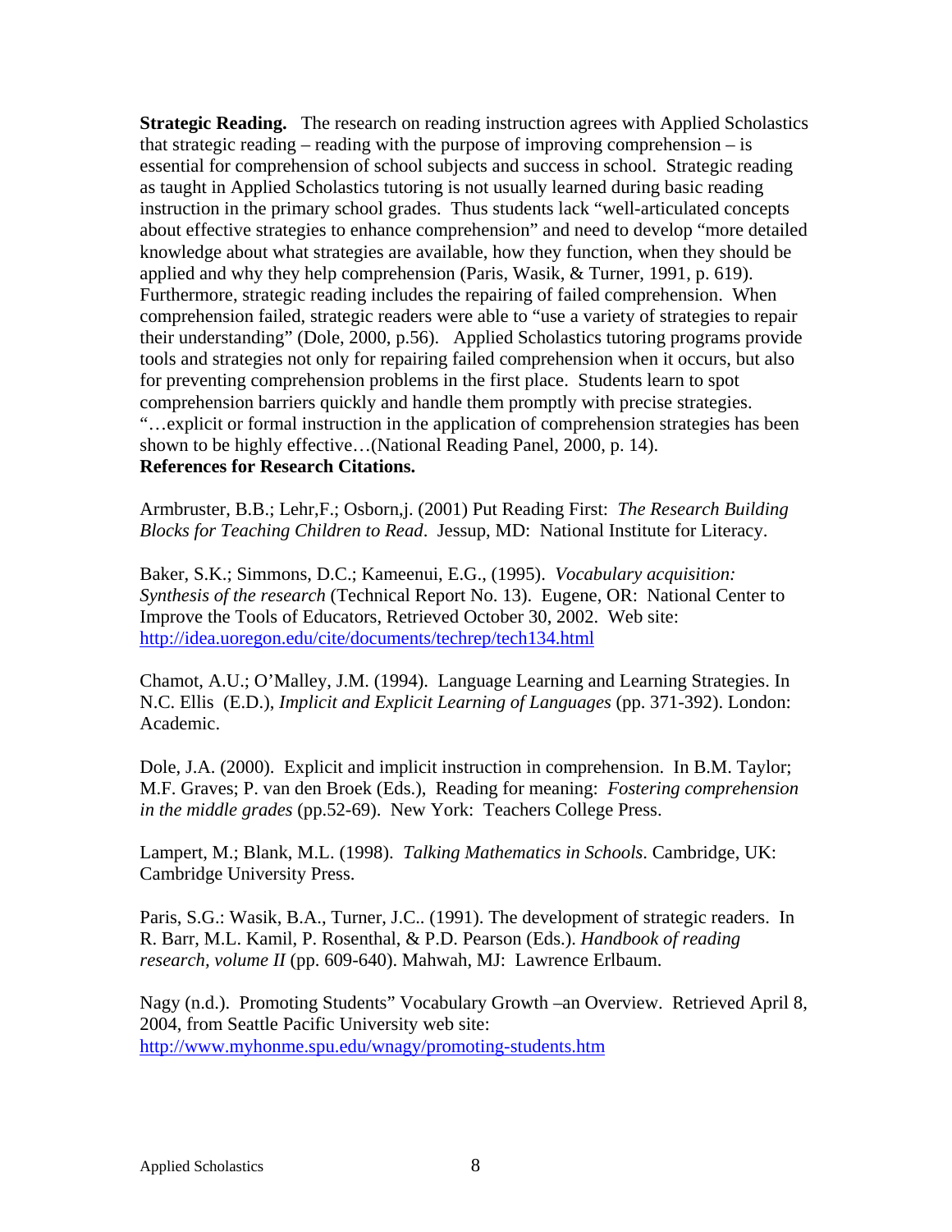**Strategic Reading.** The research on reading instruction agrees with Applied Scholastics that strategic reading – reading with the purpose of improving comprehension – is essential for comprehension of school subjects and success in school. Strategic reading as taught in Applied Scholastics tutoring is not usually learned during basic reading instruction in the primary school grades. Thus students lack "well-articulated concepts about effective strategies to enhance comprehension" and need to develop "more detailed knowledge about what strategies are available, how they function, when they should be applied and why they help comprehension (Paris, Wasik, & Turner, 1991, p. 619). Furthermore, strategic reading includes the repairing of failed comprehension. When comprehension failed, strategic readers were able to "use a variety of strategies to repair their understanding" (Dole, 2000, p.56). Applied Scholastics tutoring programs provide tools and strategies not only for repairing failed comprehension when it occurs, but also for preventing comprehension problems in the first place. Students learn to spot comprehension barriers quickly and handle them promptly with precise strategies. "…explicit or formal instruction in the application of comprehension strategies has been shown to be highly effective…(National Reading Panel, 2000, p. 14).

**References for Research Citations.**

Armbruster, B.B.; Lehr,F.; Osborn,j. (2001) Put Reading First: *The Research Building Blocks for Teaching Children to Read*. Jessup, MD: National Institute for Literacy.

Baker, S.K.; Simmons, D.C.; Kameenui, E.G., (1995). *Vocabulary acquisition: Synthesis of the research* (Technical Report No. 13). Eugene, OR: National Center to Improve the Tools of Educators, Retrieved October 30, 2002. Web site: http://idea.uoregon.edu/cite/documents/techrep/tech134.html

Chamot, A.U.; O'Malley, J.M. (1994). Language Learning and Learning Strategies. In N.C. Ellis (E.D.), *Implicit and Explicit Learning of Languages* (pp. 371-392). London: Academic.

Dole, J.A. (2000). Explicit and implicit instruction in comprehension. In B.M. Taylor; M.F. Graves; P. van den Broek (Eds.), Reading for meaning: *Fostering comprehension in the middle grades* (pp.52-69). New York: Teachers College Press.

Lampert, M.; Blank, M.L. (1998). *Talking Mathematics in Schools*. Cambridge, UK: Cambridge University Press.

Paris, S.G.: Wasik, B.A., Turner, J.C.. (1991). The development of strategic readers. In R. Barr, M.L. Kamil, P. Rosenthal, & P.D. Pearson (Eds.). *Handbook of reading research, volume II* (pp. 609-640). Mahwah, MJ: Lawrence Erlbaum.

Nagy (n.d.). Promoting Students" Vocabulary Growth –an Overview. Retrieved April 8, 2004, from Seattle Pacific University web site: http://www.myhonme.spu.edu/wnagy/promoting-students.htm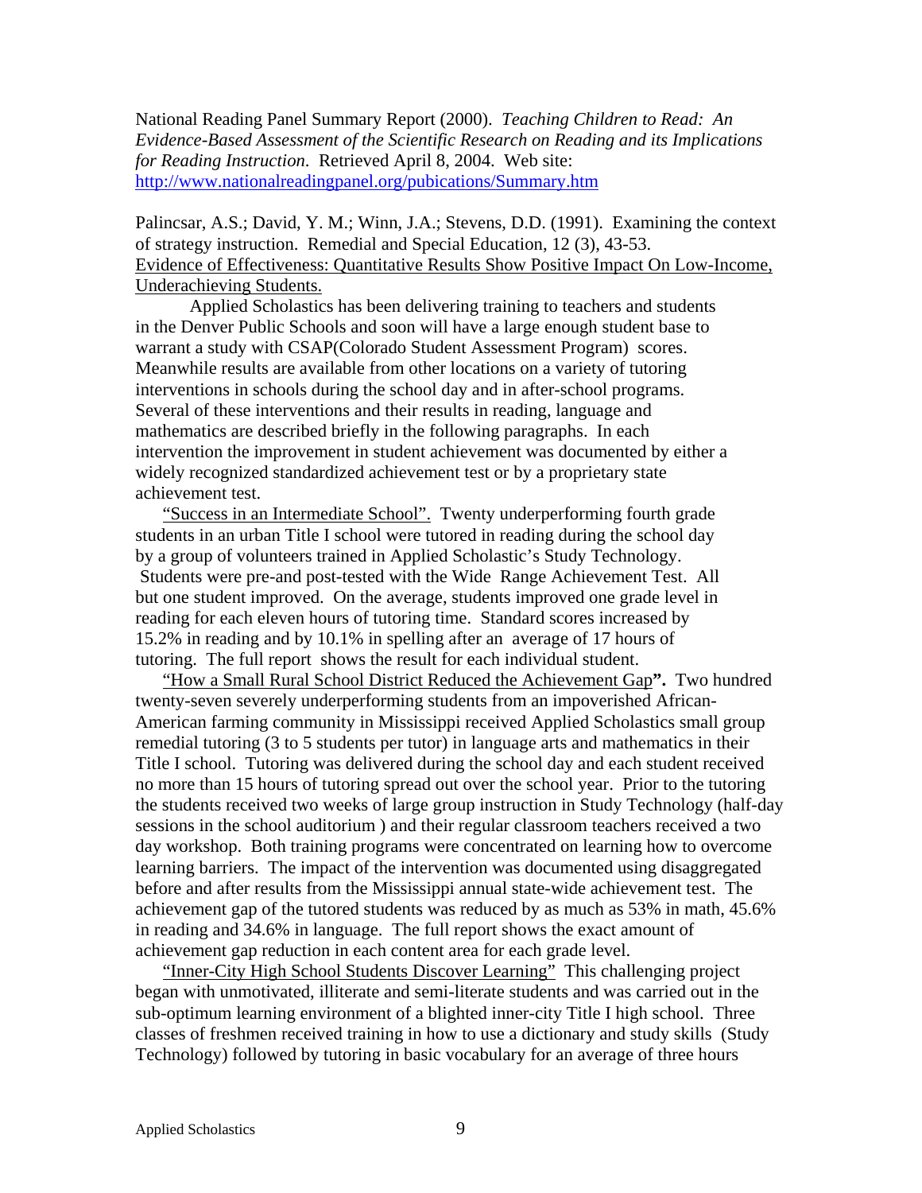National Reading Panel Summary Report (2000). *Teaching Children to Read: An Evidence-Based Assessment of the Scientific Research on Reading and its Implications for Reading Instruction*. Retrieved April 8, 2004. Web site: http://www.nationalreadingpanel.org/pubications/Summary.htm

Palincsar, A.S.; David, Y. M.; Winn, J.A.; Stevens, D.D. (1991). Examining the context of strategy instruction. Remedial and Special Education, 12 (3), 43-53.

Evidence of Effectiveness: Quantitative Results Show Positive Impact On Low-Income, Underachieving Students.

Applied Scholastics has been delivering training to teachers and students in the Denver Public Schools and soon will have a large enough student base to warrant a study with CSAP(Colorado Student Assessment Program) scores. Meanwhile results are available from other locations on a variety of tutoring interventions in schools during the school day and in after-school programs. Several of these interventions and their results in reading, language and mathematics are described briefly in the following paragraphs. In each intervention the improvement in student achievement was documented by either a widely recognized standardized achievement test or by a proprietary state achievement test.

"Success in an Intermediate School". Twenty underperforming fourth grade students in an urban Title I school were tutored in reading during the school day by a group of volunteers trained in Applied Scholastic's Study Technology. Students were pre-and post-tested with the Wide Range Achievement Test. All but one student improved. On the average, students improved one grade level in reading for each eleven hours of tutoring time. Standard scores increased by 15.2% in reading and by 10.1% in spelling after an average of 17 hours of tutoring. The full report shows the result for each individual student.

"How a Small Rural School District Reduced the Achievement Gap**".** Two hundred twenty-seven severely underperforming students from an impoverished African-American farming community in Mississippi received Applied Scholastics small group remedial tutoring (3 to 5 students per tutor) in language arts and mathematics in their Title I school. Tutoring was delivered during the school day and each student received no more than 15 hours of tutoring spread out over the school year. Prior to the tutoring the students received two weeks of large group instruction in Study Technology (half-day sessions in the school auditorium ) and their regular classroom teachers received a two day workshop. Both training programs were concentrated on learning how to overcome learning barriers. The impact of the intervention was documented using disaggregated before and after results from the Mississippi annual state-wide achievement test. The achievement gap of the tutored students was reduced by as much as 53% in math, 45.6% in reading and 34.6% in language. The full report shows the exact amount of achievement gap reduction in each content area for each grade level.

"Inner-City High School Students Discover Learning" This challenging project began with unmotivated, illiterate and semi-literate students and was carried out in the sub-optimum learning environment of a blighted inner-city Title I high school. Three classes of freshmen received training in how to use a dictionary and study skills (Study Technology) followed by tutoring in basic vocabulary for an average of three hours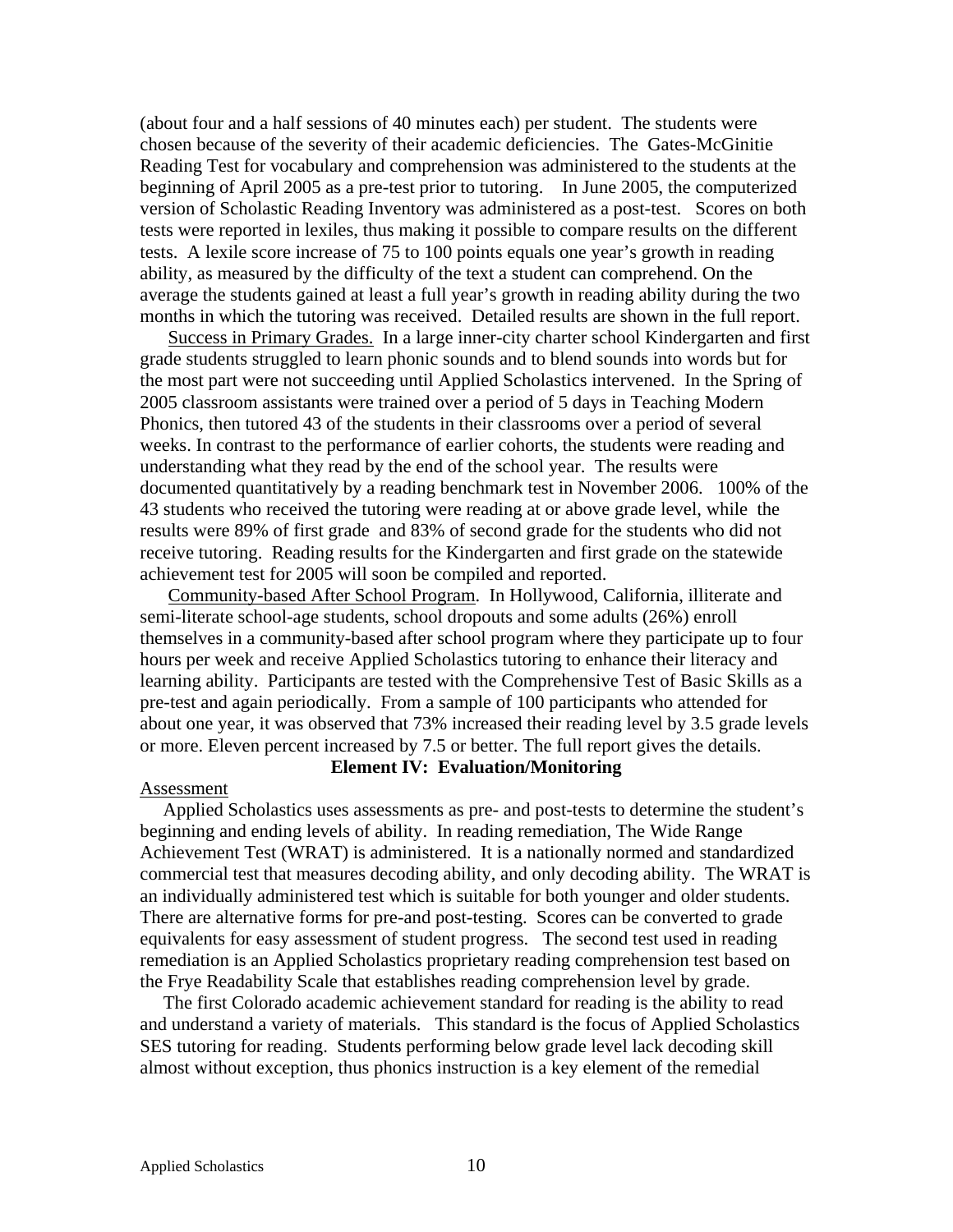(about four and a half sessions of 40 minutes each) per student. The students were chosen because of the severity of their academic deficiencies. The Gates-McGinitie Reading Test for vocabulary and comprehension was administered to the students at the beginning of April 2005 as a pre-test prior to tutoring. In June 2005, the computerized version of Scholastic Reading Inventory was administered as a post-test. Scores on both tests were reported in lexiles, thus making it possible to compare results on the different tests. A lexile score increase of 75 to 100 points equals one year's growth in reading ability, as measured by the difficulty of the text a student can comprehend. On the average the students gained at least a full year's growth in reading ability during the two months in which the tutoring was received. Detailed results are shown in the full report.

Success in Primary Grades. In a large inner-city charter school Kindergarten and first grade students struggled to learn phonic sounds and to blend sounds into words but for the most part were not succeeding until Applied Scholastics intervened. In the Spring of 2005 classroom assistants were trained over a period of 5 days in Teaching Modern Phonics, then tutored 43 of the students in their classrooms over a period of several weeks. In contrast to the performance of earlier cohorts, the students were reading and understanding what they read by the end of the school year. The results were documented quantitatively by a reading benchmark test in November 2006. 100% of the 43 students who received the tutoring were reading at or above grade level, while the results were 89% of first grade and 83% of second grade for the students who did not receive tutoring. Reading results for the Kindergarten and first grade on the statewide achievement test for 2005 will soon be compiled and reported.

Community-based After School Program. In Hollywood, California, illiterate and semi-literate school-age students, school dropouts and some adults (26%) enroll themselves in a community-based after school program where they participate up to four hours per week and receive Applied Scholastics tutoring to enhance their literacy and learning ability. Participants are tested with the Comprehensive Test of Basic Skills as a pre-test and again periodically. From a sample of 100 participants who attended for about one year, it was observed that 73% increased their reading level by 3.5 grade levels or more. Eleven percent increased by 7.5 or better. The full report gives the details.

## Element IV: Evaluation/Monitoring

Assessment

Applied Scholastics uses assessments as pre- and post-tests to determine the student's beginning and ending levels of ability. In reading remediation, The Wide Range Achievement Test (WRAT) is administered. It is a nationally normed and standardized commercial test that measures decoding ability, and only decoding ability. The WRAT is an individually administered test which is suitable for both younger and older students. There are alternative forms for pre-and post-testing. Scores can be converted to grade equivalents for easy assessment of student progress. The second test used in reading remediation is an Applied Scholastics proprietary reading comprehension test based on the Frye Readability Scale that establishes reading comprehension level by grade.

The first Colorado academic achievement standard for reading is the ability to read and understand a variety of materials. This standard is the focus of Applied Scholastics SES tutoring for reading. Students performing below grade level lack decoding skill almost without exception, thus phonics instruction is a key element of the remedial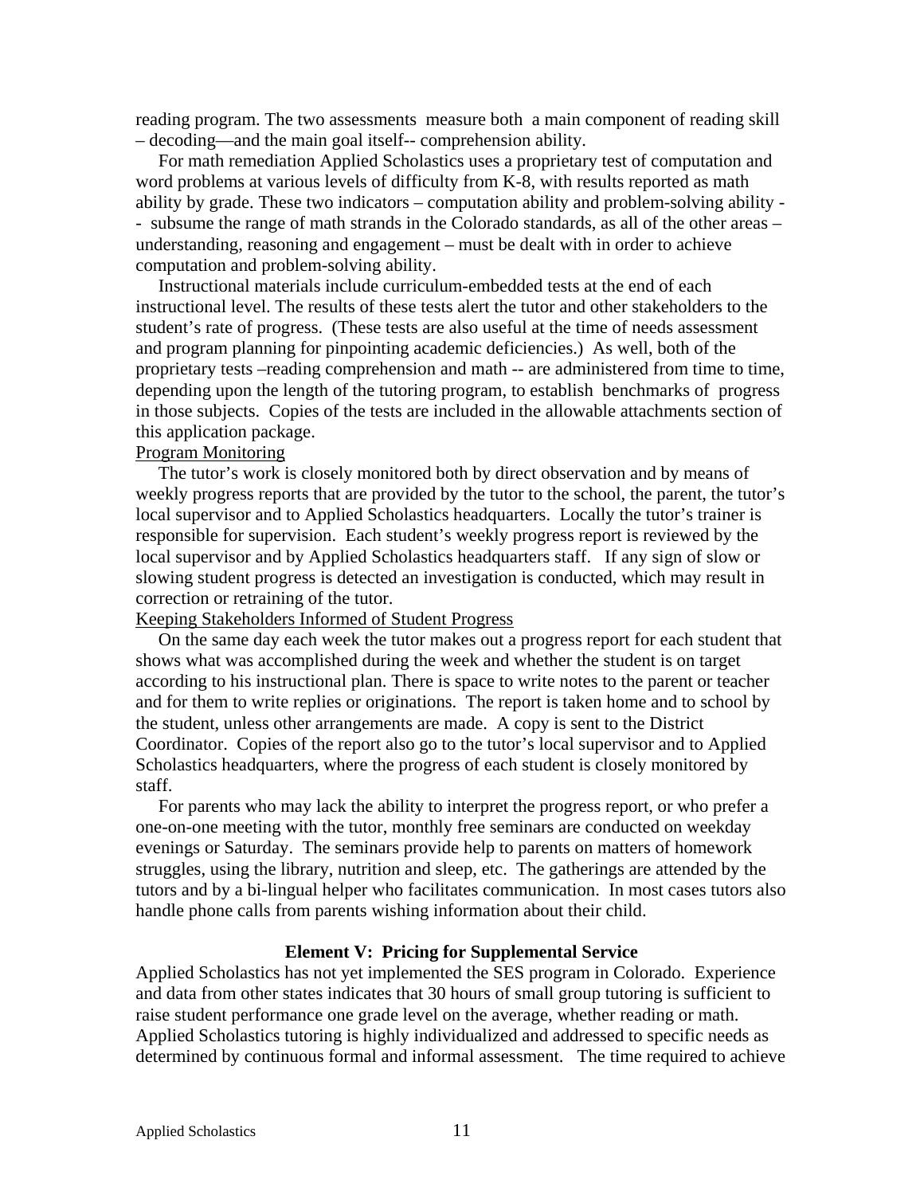reading program. The two assessments measure both a main component of reading skill – decoding—and the main goal itself-- comprehension ability.

For math remediation Applied Scholastics uses a proprietary test of computation and word problems at various levels of difficulty from K-8, with results reported as math ability by grade. These two indicators – computation ability and problem-solving ability -- subsume the range of math strands in the Colorado standards, as all of the other areas – understanding, reasoning and engagement – must be dealt with in order to achieve computation and problem-solving ability.

Instructional materials include curriculum-embedded tests at the end of each instructional level. The results of these tests alert the tutor and other stakeholders to the student's rate of progress. (These tests are also useful at the time of needs assessment and program planning for pinpointing academic deficiencies.) As well, both of the proprietary tests –reading comprehension and math -- are administered from time to time, depending upon the length of the tutoring program, to establish benchmarks of progress in those subjects. Copies of the tests are included in the allowable attachments section of this application package.

<u>Program Monitoring</u>

The tutor's work is closely monitored both by direct observation and by means of weekly progress reports that are provided by the tutor to the school, the parent, the tutor's local supervisor and to Applied Scholastics headquarters. Locally the tutor's trainer is responsible for supervision. Each student's weekly progress report is reviewed by the local supervisor and by Applied Scholastics headquarters staff. If any sign of slow or slowing student progress is detected an investigation is conducted, which may result in correction or retraining of the tutor.

<u>Keeping Stakeholders Informed of Student Progress</u>

On the same day each week the tutor makes out a progress report for each student that shows what was accomplished during the week and whether the student is on target according to his instructional plan. There is space to write notes to the parent or teacher and for them to write replies or originations. The report is taken home and to school by the student, unless other arrangements are made. A copy is sent to the District Coordinator. Copies of the report also go to the tutor's local supervisor and to Applied Scholastics headquarters, where the progress of each student is closely monitored by staff.

For parents who may lack the ability to interpret the progress report, or who prefer a one-on-one meeting with the tutor, monthly free seminars are conducted on weekday evenings or Saturday. The seminars provide help to parents on matters of homework struggles, using the library, nutrition and sleep, etc. The gatherings are attended by the tutors and by a bi-lingual helper who facilitates communication. In most cases tutors also handle phone calls from parents wishing information about their child.

### Element V: Pricing for Supplemental Service

Applied Scholastics has not yet implemented the SES program in Colorado. Experience and data from other states indicates that 30 hours of small group tutoring is sufficient to raise student performance one grade level on the average, whether reading or math. Applied Scholastics tutoring is highly individualized and addressed to specific needs as determined by continuous formal and informal assessment. The time required to achieve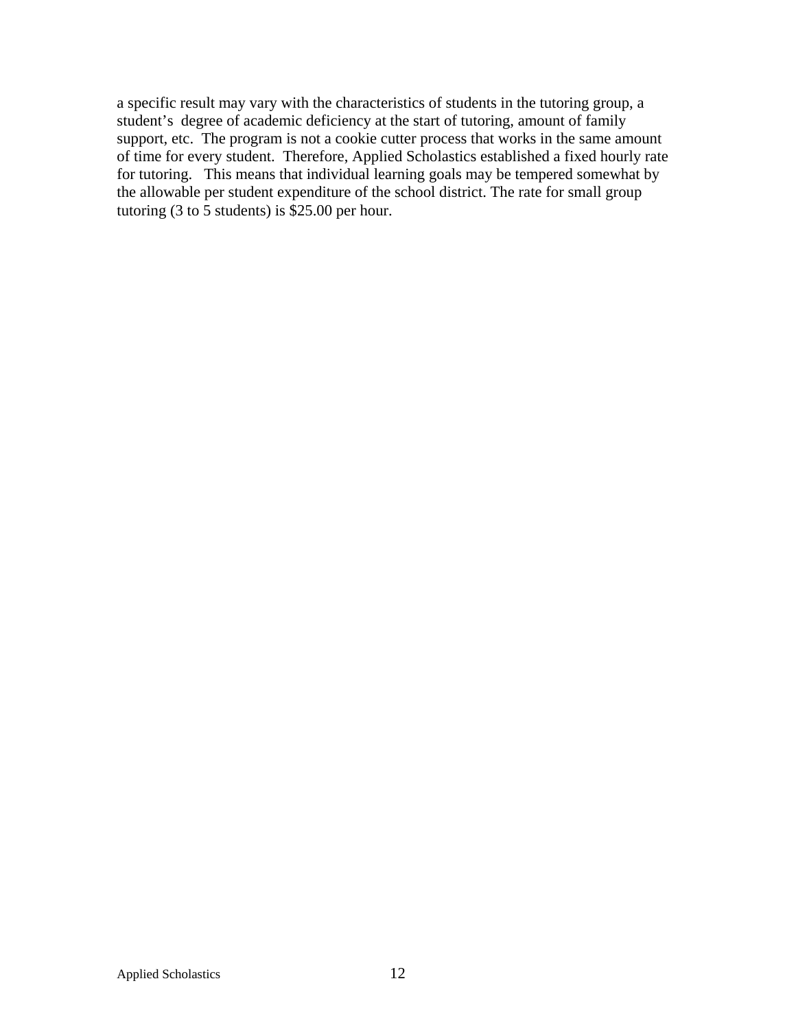a specific result may vary with the characteristics of students in the tutoring group, a student's degree of academic deficiency at the start of tutoring, amount of family support, etc. The program is not a cookie cutter process that works in the same amount of time for every student. Therefore, Applied Scholastics established a fixed hourly rate for tutoring. This means that individual learning goals may be tempered somewhat by the allowable per student expenditure of the school district. The rate for small group tutoring (3 to 5 students) is $25.00 per hour.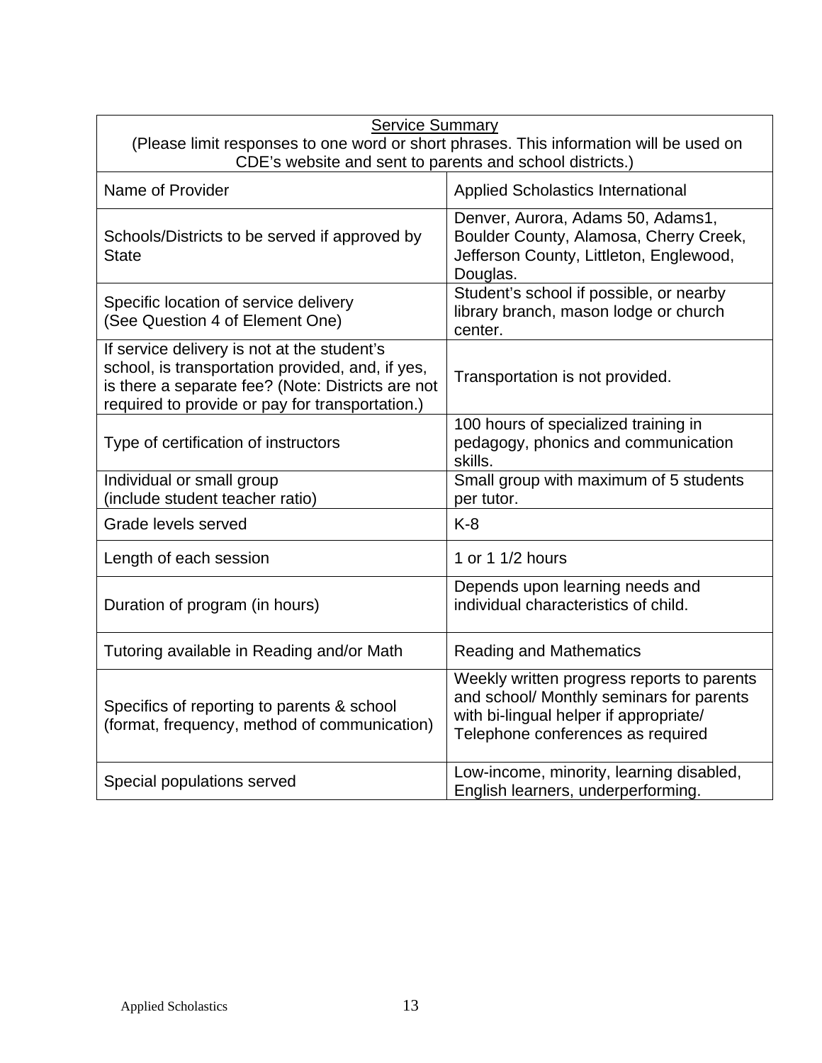| Service Summary<br>(Please limit responses to one word or short phrases. This information will be used on CDE's website and sent to parents and school districts.) | |
|---|---|
| Name of Provider | Applied Scholastics International |
| Schools/Districts to be served if approved by State | Denver, Aurora, Adams 50, Adams1, Boulder County, Alamosa, Cherry Creek, Jefferson County, Littleton, Englewood, Douglas. |
| Specific location of service delivery<br>(See Question 4 of Element One) | Student's school if possible, or nearby library branch, mason lodge or church center. |
| If service delivery is not at the student's school, is transportation provided, and, if yes, is there a separate fee? (Note: Districts are not required to provide or pay for transportation.) | Transportation is not provided. |
| Type of certification of instructors | 100 hours of specialized training in pedagogy, phonics and communication skills. |
| Individual or small group<br>(include student teacher ratio) | Small group with maximum of 5 students per tutor. |
| Grade levels served | K-8 |
| Length of each session | 1 or 1 1/2 hours |
| Duration of program (in hours) | Depends upon learning needs and individual characteristics of child. |
| Tutoring available in Reading and/or Math | Reading and Mathematics |
| Specifics of reporting to parents & school (format, frequency, method of communication) | Weekly written progress reports to parents and school/ Monthly seminars for parents with bi-lingual helper if appropriate/ Telephone conferences as required |
| Special populations served | Low-income, minority, learning disabled, English learners, underperforming. |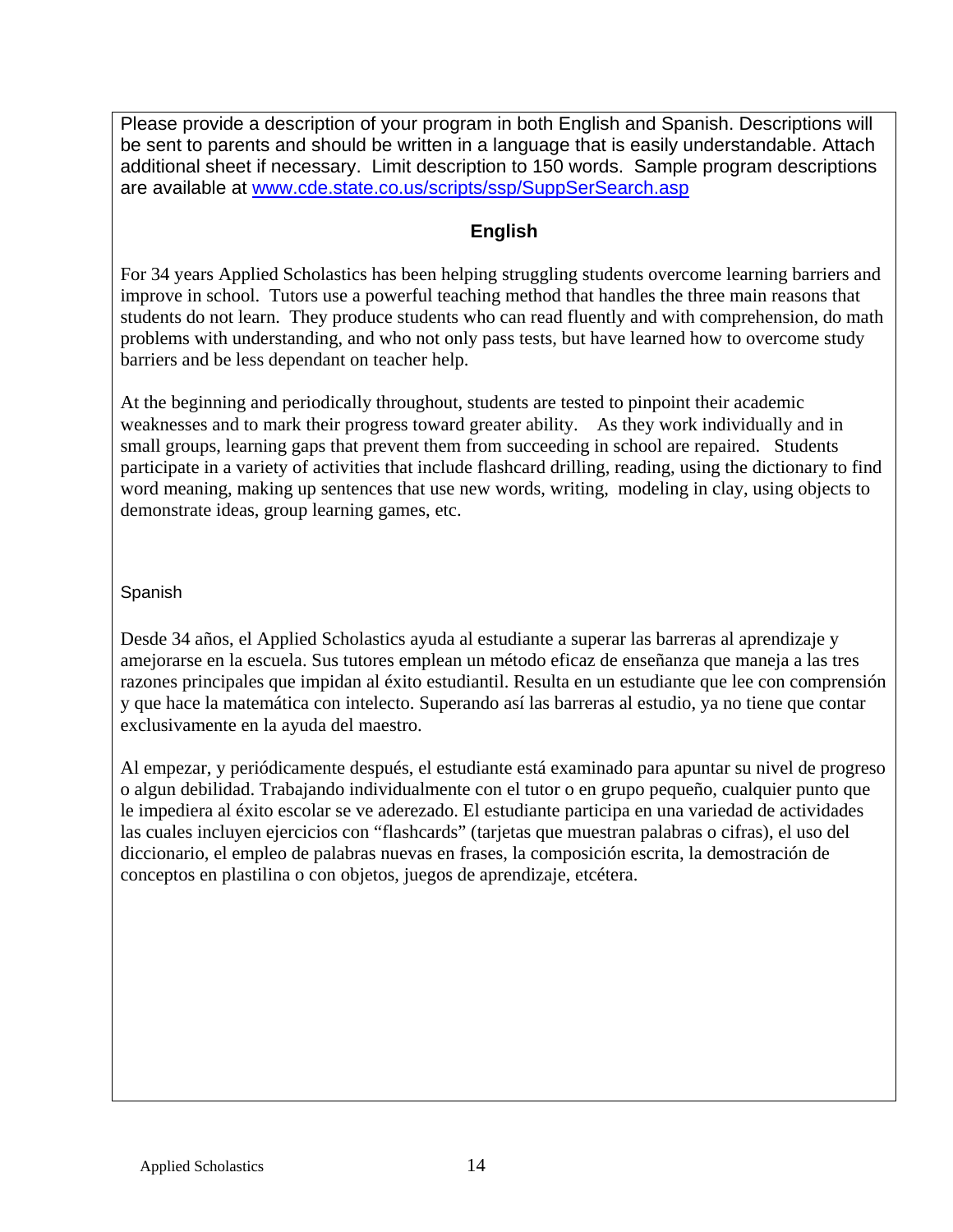Please provide a description of your program in both English and Spanish. Descriptions will be sent to parents and should be written in a language that is easily understandable. Attach additional sheet if necessary. Limit description to 150 words. Sample program descriptions are available at [www.cde.state.co.us/scripts/ssp/SuppSerSearch.asp](www.cde.state.co.us/scripts/ssp/SuppSerSearch.asp)

## English

For 34 years Applied Scholastics has been helping struggling students overcome learning barriers and improve in school. Tutors use a powerful teaching method that handles the three main reasons that students do not learn. They produce students who can read fluently and with comprehension, do math problems with understanding, and who not only pass tests, but have learned how to overcome study barriers and be less dependant on teacher help.

At the beginning and periodically throughout, students are tested to pinpoint their academic weaknesses and to mark their progress toward greater ability. As they work individually and in small groups, learning gaps that prevent them from succeeding in school are repaired. Students participate in a variety of activities that include flashcard drilling, reading, using the dictionary to find word meaning, making up sentences that use new words, writing, modeling in clay, using objects to demonstrate ideas, group learning games, etc.

## Spanish

Desde 34 años, el Applied Scholastics ayuda al estudiante a superar las barreras al aprendizaje y amejorarse en la escuela. Sus tutores emplean un método eficaz de enseñanza que maneja a las tres razones principales que impidan al éxito estudiantil. Resulta en un estudiante que lee con comprensión y que hace la matemática con intelecto. Superando así las barreras al estudio, ya no tiene que contar exclusivamente en la ayuda del maestro.

Al empezar, y periódicamente después, el estudiante está examinado para apuntar su nivel de progreso o algun debilidad. Trabajando individualmente con el tutor o en grupo pequeño, cualquier punto que le impediera al éxito escolar se ve aderezado. El estudiante participa en una variedad de actividades las cuales incluyen ejercicios con "flashcards" (tarjetas que muestran palabras o cifras), el uso del diccionario, el empleo de palabras nuevas en frases, la composición escrita, la demostración de conceptos en plastilina o con objetos, juegos de aprendizaje, etcétera.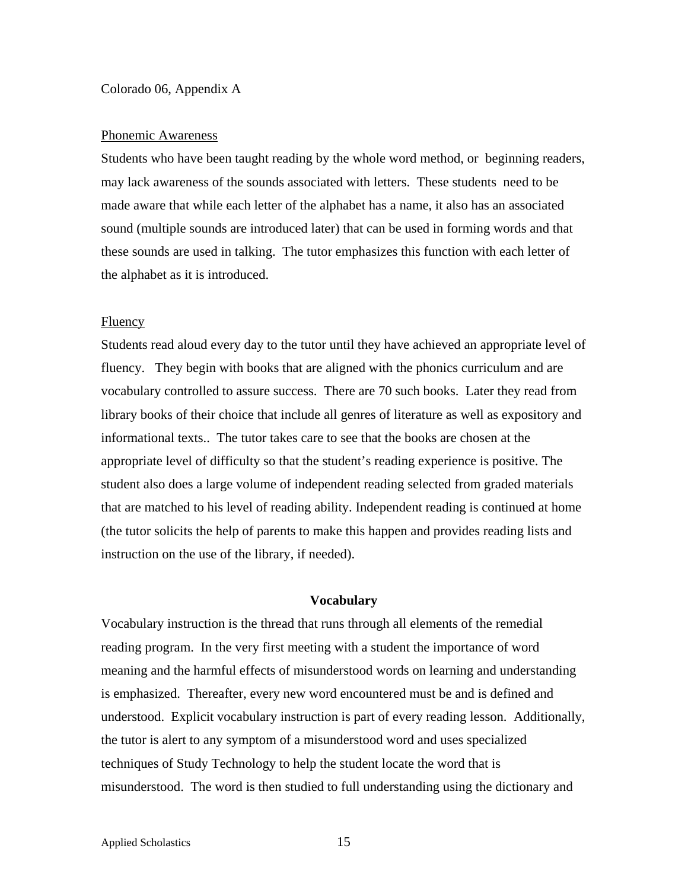Colorado 06, Appendix A

<u>Phonemic Awareness</u>

Students who have been taught reading by the whole word method, or beginning readers, may lack awareness of the sounds associated with letters. These students need to be made aware that while each letter of the alphabet has a name, it also has an associated sound (multiple sounds are introduced later) that can be used in forming words and that these sounds are used in talking. The tutor emphasizes this function with each letter of the alphabet as it is introduced.

<u>Fluency</u>

Students read aloud every day to the tutor until they have achieved an appropriate level of fluency. They begin with books that are aligned with the phonics curriculum and are vocabulary controlled to assure success. There are 70 such books. Later they read from library books of their choice that include all genres of literature as well as expository and informational texts.. The tutor takes care to see that the books are chosen at the appropriate level of difficulty so that the student's reading experience is positive. The student also does a large volume of independent reading selected from graded materials that are matched to his level of reading ability. Independent reading is continued at home (the tutor solicits the help of parents to make this happen and provides reading lists and instruction on the use of the library, if needed).

## Vocabulary

Vocabulary instruction is the thread that runs through all elements of the remedial reading program. In the very first meeting with a student the importance of word meaning and the harmful effects of misunderstood words on learning and understanding is emphasized. Thereafter, every new word encountered must be and is defined and understood. Explicit vocabulary instruction is part of every reading lesson. Additionally, the tutor is alert to any symptom of a misunderstood word and uses specialized techniques of Study Technology to help the student locate the word that is misunderstood. The word is then studied to full understanding using the dictionary and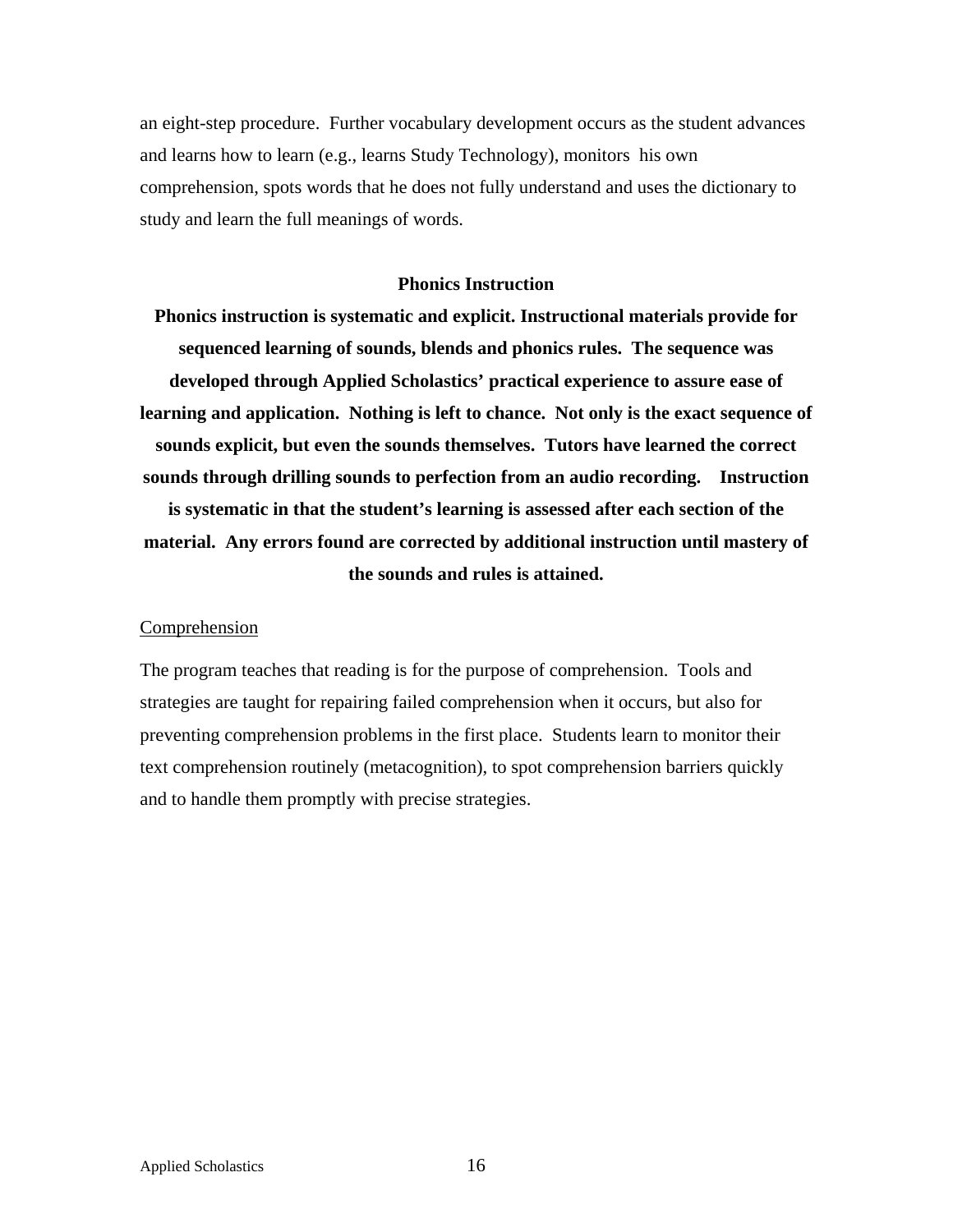an eight-step procedure. Further vocabulary development occurs as the student advances and learns how to learn (e.g., learns Study Technology), monitors his own comprehension, spots words that he does not fully understand and uses the dictionary to study and learn the full meanings of words.

### Phonics Instruction

**Phonics instruction is systematic and explicit. Instructional materials provide for sequenced learning of sounds, blends and phonics rules. The sequence was developed through Applied Scholastics' practical experience to assure ease of learning and application. Nothing is left to chance. Not only is the exact sequence of sounds explicit, but even the sounds themselves. Tutors have learned the correct sounds through drilling sounds to perfection from an audio recording. Instruction is systematic in that the student's learning is assessed after each section of the material. Any errors found are corrected by additional instruction until mastery of the sounds and rules is attained.**

#### Comprehension

The program teaches that reading is for the purpose of comprehension. Tools and strategies are taught for repairing failed comprehension when it occurs, but also for preventing comprehension problems in the first place. Students learn to monitor their text comprehension routinely (metacognition), to spot comprehension barriers quickly and to handle them promptly with precise strategies.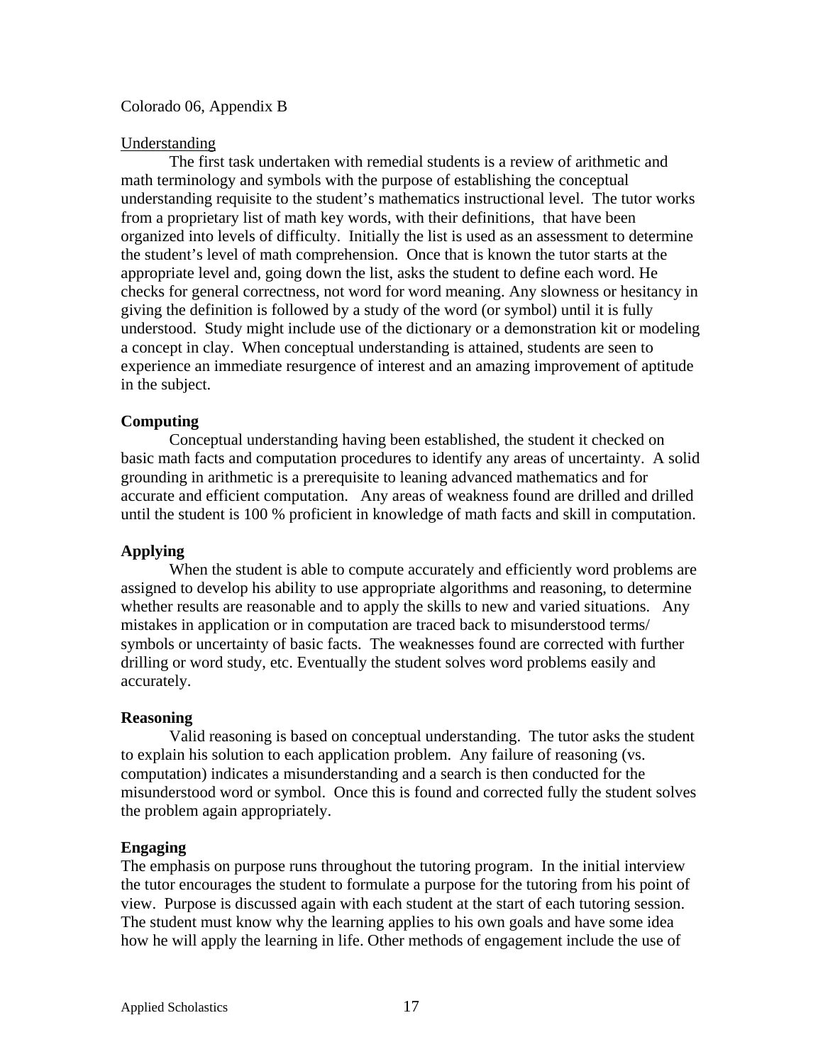Colorado 06, Appendix B

Understanding

The first task undertaken with remedial students is a review of arithmetic and math terminology and symbols with the purpose of establishing the conceptual understanding requisite to the student's mathematics instructional level. The tutor works from a proprietary list of math key words, with their definitions, that have been organized into levels of difficulty. Initially the list is used as an assessment to determine the student's level of math comprehension. Once that is known the tutor starts at the appropriate level and, going down the list, asks the student to define each word. He checks for general correctness, not word for word meaning. Any slowness or hesitancy in giving the definition is followed by a study of the word (or symbol) until it is fully understood. Study might include use of the dictionary or a demonstration kit or modeling a concept in clay. When conceptual understanding is attained, students are seen to experience an immediate resurgence of interest and an amazing improvement of aptitude in the subject.

**Computing**

Conceptual understanding having been established, the student it checked on basic math facts and computation procedures to identify any areas of uncertainty. A solid grounding in arithmetic is a prerequisite to leaning advanced mathematics and for accurate and efficient computation. Any areas of weakness found are drilled and drilled until the student is 100 % proficient in knowledge of math facts and skill in computation.

**Applying**

When the student is able to compute accurately and efficiently word problems are assigned to develop his ability to use appropriate algorithms and reasoning, to determine whether results are reasonable and to apply the skills to new and varied situations. Any mistakes in application or in computation are traced back to misunderstood terms/ symbols or uncertainty of basic facts. The weaknesses found are corrected with further drilling or word study, etc. Eventually the student solves word problems easily and accurately.

**Reasoning**

Valid reasoning is based on conceptual understanding. The tutor asks the student to explain his solution to each application problem. Any failure of reasoning (vs. computation) indicates a misunderstanding and a search is then conducted for the misunderstood word or symbol. Once this is found and corrected fully the student solves the problem again appropriately.

**Engaging**

The emphasis on purpose runs throughout the tutoring program. In the initial interview the tutor encourages the student to formulate a purpose for the tutoring from his point of view. Purpose is discussed again with each student at the start of each tutoring session. The student must know why the learning applies to his own goals and have some idea how he will apply the learning in life. Other methods of engagement include the use of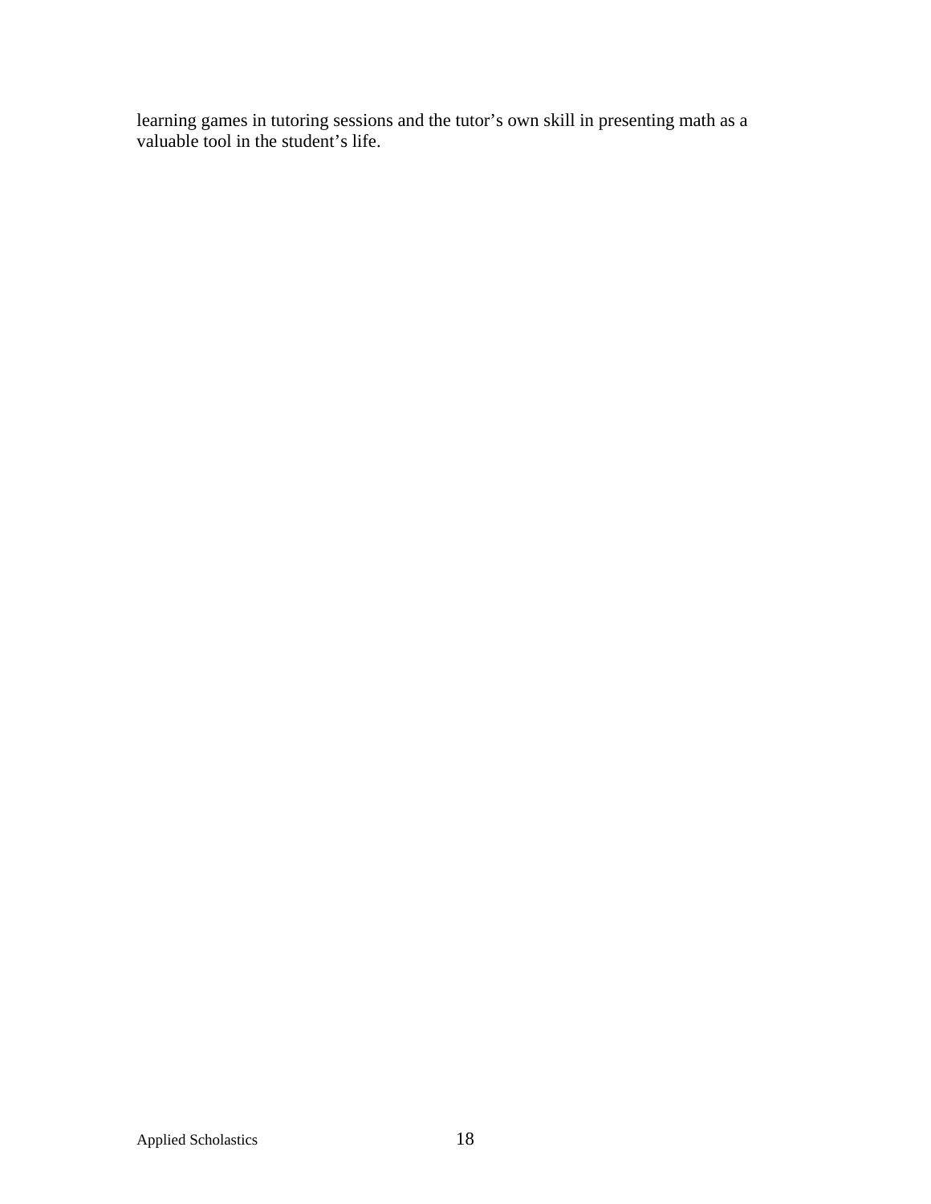learning games in tutoring sessions and the tutor’s own skill in presenting math as a valuable tool in the student’s life.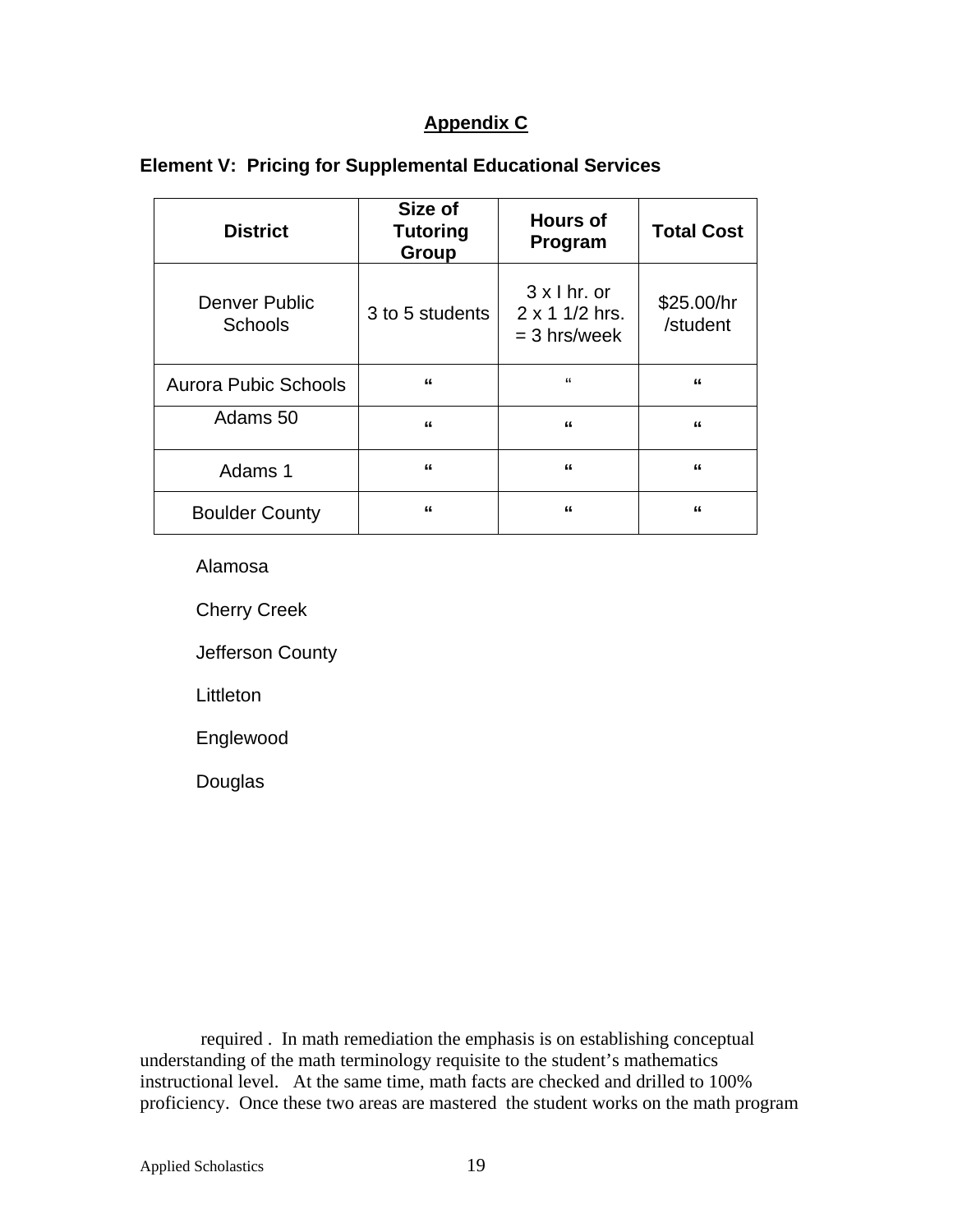## Appendix C

**Element V: Pricing for Supplemental Educational Services**

| District | Size of Tutoring Group | Hours of Program | Total Cost |
|---|---|---|---|
| Denver Public Schools | 3 to 5 students | 3 x I hr. or 2 x 1 1/2 hrs. = 3 hrs/week | $25.00/hr /student |
| Aurora Pubic Schools | " | " | " |
| Adams 50 | " | " | " |
| Adams 1 | " | " | " |
| Boulder County | " | " | " |

Alamosa

Cherry Creek

Jefferson County

Littleton

Englewood

Douglas

required . In math remediation the emphasis is on establishing conceptual understanding of the math terminology requisite to the student's mathematics instructional level. At the same time, math facts are checked and drilled to 100% proficiency. Once these two areas are mastered the student works on the math program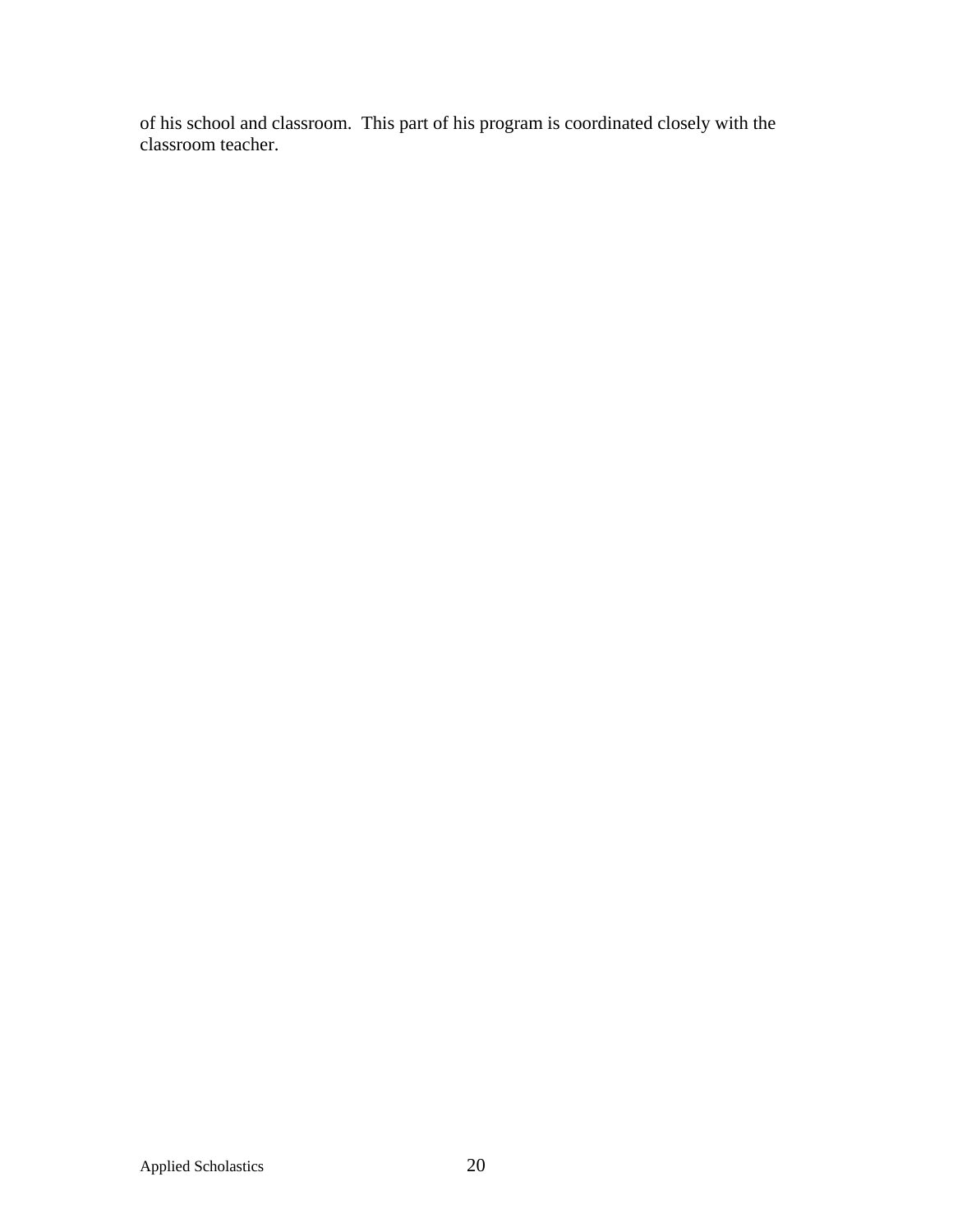of his school and classroom.  This part of his program is coordinated closely with the classroom teacher.